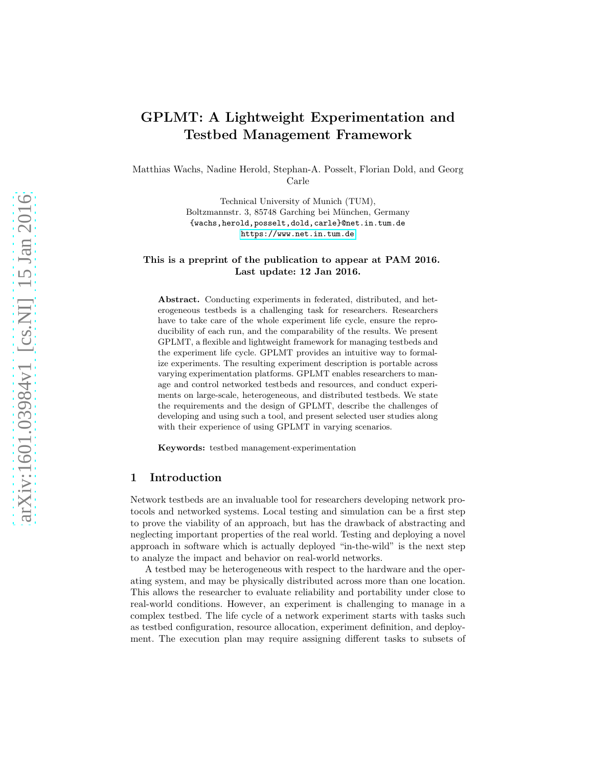# GPLMT: A Lightweight Experimentation and Testbed Management Framework

Matthias Wachs, Nadine Herold, Stephan-A. Posselt, Florian Dold, and Georg Carle

Technical University of Munich (TUM),
Boltzmannstr. 3, 85748 Garching bei München, Germany
{wachs,herold,posselt,dold,carle}@net.in.tum.de
https://www.net.in.tum.de

**This is a preprint of the publication to appear at PAM 2016.**
**Last update: 12 Jan 2016.**

**Abstract.** Conducting experiments in federated, distributed, and heterogeneous testbeds is a challenging task for researchers. Researchers have to take care of the whole experiment life cycle, ensure the reproducibility of each run, and the comparability of the results. We present GPLMT, a flexible and lightweight framework for managing testbeds and the experiment life cycle. GPLMT provides an intuitive way to formalize experiments. The resulting experiment description is portable across varying experimentation platforms. GPLMT enables researchers to manage and control networked testbeds and resources, and conduct experiments on large-scale, heterogeneous, and distributed testbeds. We state the requirements and the design of GPLMT, describe the challenges of developing and using such a tool, and present selected user studies along with their experience of using GPLMT in varying scenarios.

**Keywords:** testbed management·experimentation

## 1 Introduction

Network testbeds are an invaluable tool for researchers developing network protocols and networked systems. Local testing and simulation can be a first step to prove the viability of an approach, but has the drawback of abstracting and neglecting important properties of the real world. Testing and deploying a novel approach in software which is actually deployed "in-the-wild" is the next step to analyze the impact and behavior on real-world networks.

A testbed may be heterogeneous with respect to the hardware and the operating system, and may be physically distributed across more than one location. This allows the researcher to evaluate reliability and portability under close to real-world conditions. However, an experiment is challenging to manage in a complex testbed. The life cycle of a network experiment starts with tasks such as testbed configuration, resource allocation, experiment definition, and deployment. The execution plan may require assigning different tasks to subsets of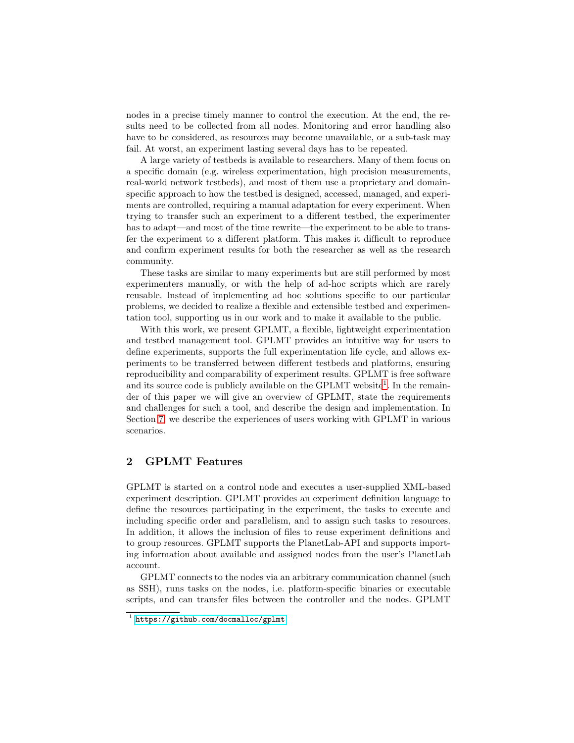nodes in a precise timely manner to control the execution. At the end, the results need to be collected from all nodes. Monitoring and error handling also have to be considered, as resources may become unavailable, or a sub-task may fail. At worst, an experiment lasting several days has to be repeated.

A large variety of testbeds is available to researchers. Many of them focus on a specific domain (e.g. wireless experimentation, high precision measurements, real-world network testbeds), and most of them use a proprietary and domain-specific approach to how the testbed is designed, accessed, managed, and experiments are controlled, requiring a manual adaptation for every experiment. When trying to transfer such an experiment to a different testbed, the experimenter has to adapt—and most of the time rewrite—the experiment to be able to transfer the experiment to a different platform. This makes it difficult to reproduce and confirm experiment results for both the researcher as well as the research community.

These tasks are similar to many experiments but are still performed by most experimenters manually, or with the help of ad-hoc scripts which are rarely reusable. Instead of implementing ad hoc solutions specific to our particular problems, we decided to realize a flexible and extensible testbed and experimentation tool, supporting us in our work and to make it available to the public.

With this work, we present GPLMT, a flexible, lightweight experimentation and testbed management tool. GPLMT provides an intuitive way for users to define experiments, supports the full experimentation life cycle, and allows experiments to be transferred between different testbeds and platforms, ensuring reproducibility and comparability of experiment results. GPLMT is free software and its source code is publicly available on the GPLMT website[1]. In the remainder of this paper we will give an overview of GPLMT, state the requirements and challenges for such a tool, and describe the design and implementation. In Section 7, we describe the experiences of users working with GPLMT in various scenarios.

## 2 GPLMT Features

GPLMT is started on a control node and executes a user-supplied XML-based experiment description. GPLMT provides an experiment definition language to define the resources participating in the experiment, the tasks to execute and including specific order and parallelism, and to assign such tasks to resources. In addition, it allows the inclusion of files to reuse experiment definitions and to group resources. GPLMT supports the PlanetLab-API and supports importing information about available and assigned nodes from the user's PlanetLab account.

GPLMT connects to the nodes via an arbitrary communication channel (such as SSH), runs tasks on the nodes, i.e. platform-specific binaries or executable scripts, and can transfer files between the controller and the nodes. GPLMT

[1] https://github.com/docmalloc/gplmt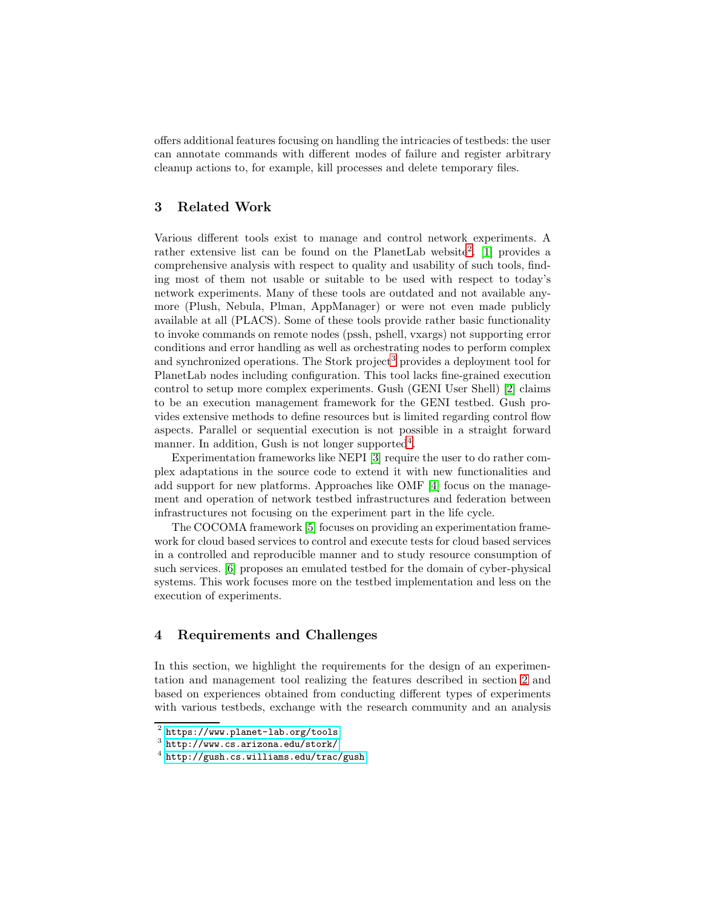offers additional features focusing on handling the intricacies of testbeds: the user can annotate commands with different modes of failure and register arbitrary cleanup actions to, for example, kill processes and delete temporary files.

## 3 Related Work

Various different tools exist to manage and control network experiments. A rather extensive list can be found on the PlanetLab website[2]. [1] provides a comprehensive analysis with respect to quality and usability of such tools, finding most of them not usable or suitable to be used with respect to today's network experiments. Many of these tools are outdated and not available anymore (Plush, Nebula, Plman, AppManager) or were not even made publicly available at all (PLACS). Some of these tools provide rather basic functionality to invoke commands on remote nodes (pssh, pshell, vxargs) not supporting error conditions and error handling as well as orchestrating nodes to perform complex and synchronized operations. The Stork project[3] provides a deployment tool for PlanetLab nodes including configuration. This tool lacks fine-grained execution control to setup more complex experiments. Gush (GENI User Shell) [2] claims to be an execution management framework for the GENI testbed. Gush provides extensive methods to define resources but is limited regarding control flow aspects. Parallel or sequential execution is not possible in a straight forward manner. In addition, Gush is not longer supported[4].

Experimentation frameworks like NEPI [3] require the user to do rather complex adaptations in the source code to extend it with new functionalities and add support for new platforms. Approaches like OMF [4] focus on the management and operation of network testbed infrastructures and federation between infrastructures not focusing on the experiment part in the life cycle.

The COCOMA framework [5] focuses on providing an experimentation framework for cloud based services to control and execute tests for cloud based services in a controlled and reproducible manner and to study resource consumption of such services. [6] proposes an emulated testbed for the domain of cyber-physical systems. This work focuses more on the testbed implementation and less on the execution of experiments.

## 4 Requirements and Challenges

In this section, we highlight the requirements for the design of an experimentation and management tool realizing the features described in section 2 and based on experiences obtained from conducting different types of experiments with various testbeds, exchange with the research community and an analysis

---

[2] https://www.planet-lab.org/tools

[3] http://www.cs.arizona.edu/stork/

[4] http://gush.cs.williams.edu/trac/gush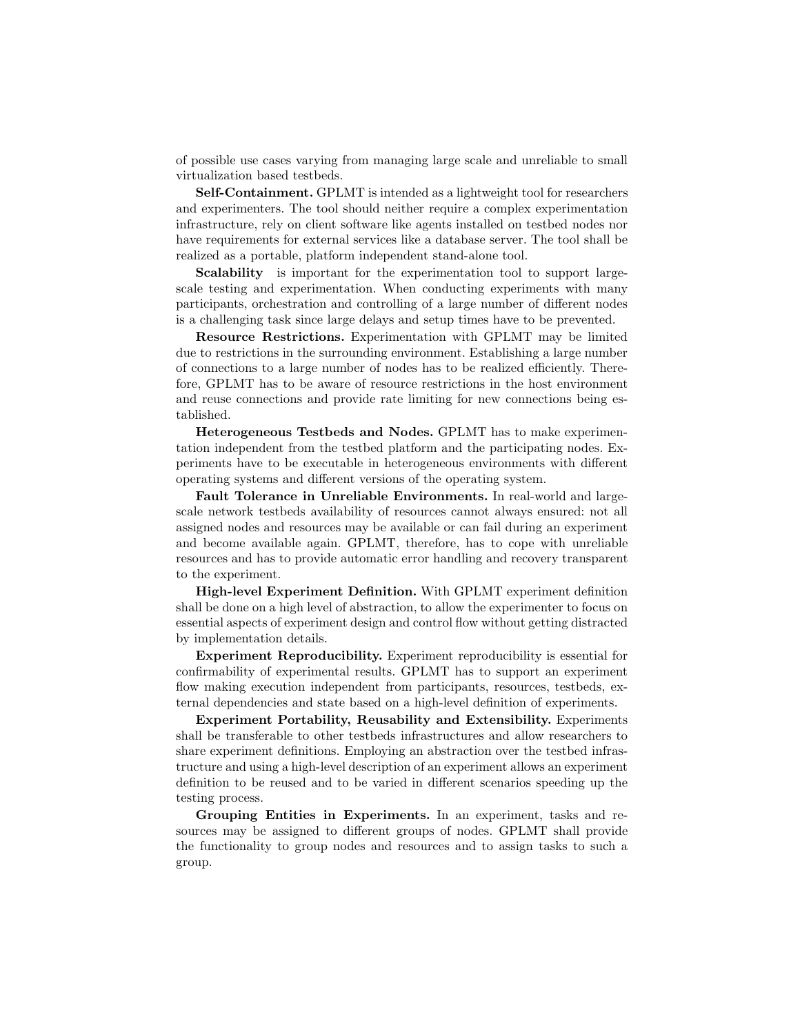of possible use cases varying from managing large scale and unreliable to small virtualization based testbeds.

**Self-Containment.** GPLMT is intended as a lightweight tool for researchers and experimenters. The tool should neither require a complex experimentation infrastructure, rely on client software like agents installed on testbed nodes nor have requirements for external services like a database server. The tool shall be realized as a portable, platform independent stand-alone tool.

**Scalability** is important for the experimentation tool to support large-scale testing and experimentation. When conducting experiments with many participants, orchestration and controlling of a large number of different nodes is a challenging task since large delays and setup times have to be prevented.

**Resource Restrictions.** Experimentation with GPLMT may be limited due to restrictions in the surrounding environment. Establishing a large number of connections to a large number of nodes has to be realized efficiently. Therefore, GPLMT has to be aware of resource restrictions in the host environment and reuse connections and provide rate limiting for new connections being established.

**Heterogeneous Testbeds and Nodes.** GPLMT has to make experimentation independent from the testbed platform and the participating nodes. Experiments have to be executable in heterogeneous environments with different operating systems and different versions of the operating system.

**Fault Tolerance in Unreliable Environments.** In real-world and large-scale network testbeds availability of resources cannot always ensured: not all assigned nodes and resources may be available or can fail during an experiment and become available again. GPLMT, therefore, has to cope with unreliable resources and has to provide automatic error handling and recovery transparent to the experiment.

**High-level Experiment Definition.** With GPLMT experiment definition shall be done on a high level of abstraction, to allow the experimenter to focus on essential aspects of experiment design and control flow without getting distracted by implementation details.

**Experiment Reproducibility.** Experiment reproducibility is essential for confirmability of experimental results. GPLMT has to support an experiment flow making execution independent from participants, resources, testbeds, external dependencies and state based on a high-level definition of experiments.

**Experiment Portability, Reusability and Extensibility.** Experiments shall be transferable to other testbeds infrastructures and allow researchers to share experiment definitions. Employing an abstraction over the testbed infrastructure and using a high-level description of an experiment allows an experiment definition to be reused and to be varied in different scenarios speeding up the testing process.

**Grouping Entities in Experiments.** In an experiment, tasks and resources may be assigned to different groups of nodes. GPLMT shall provide the functionality to group nodes and resources and to assign tasks to such a group.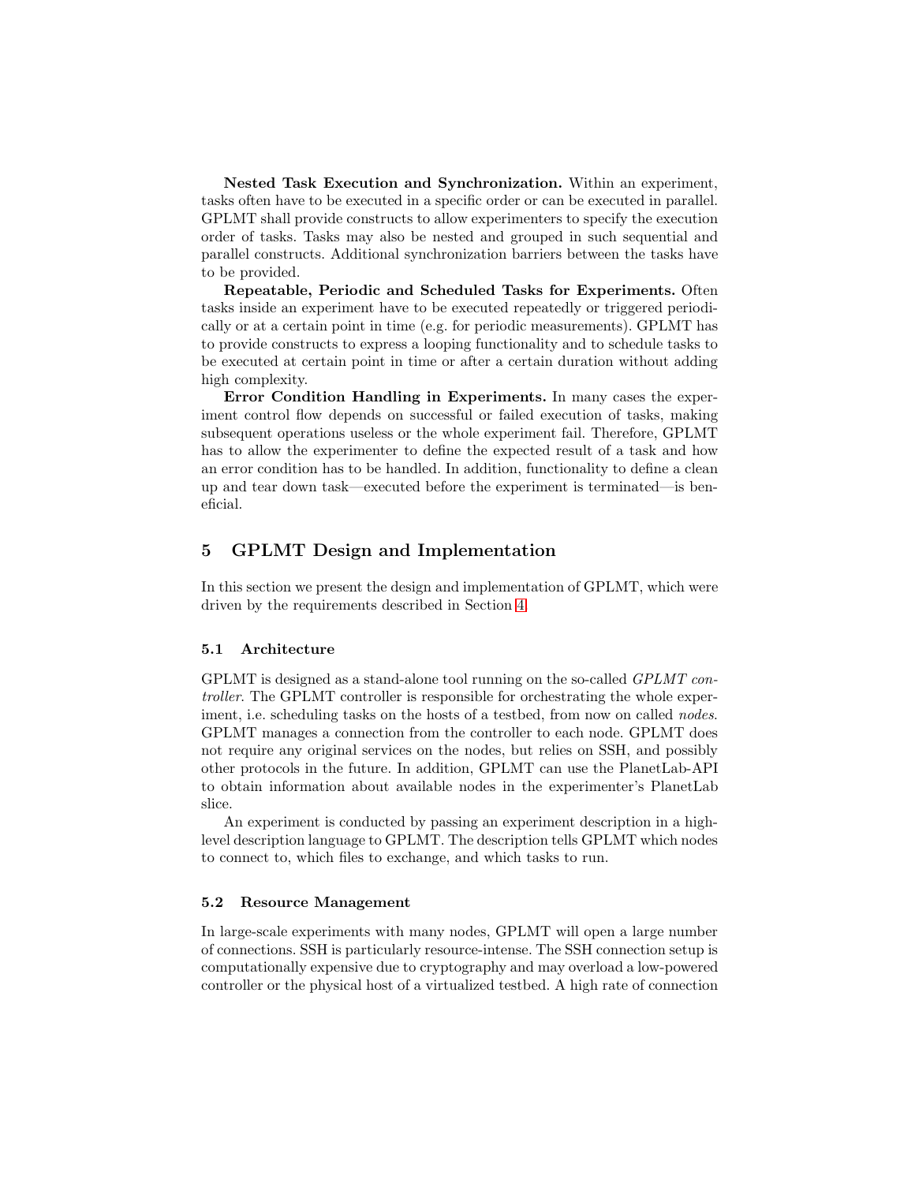**Nested Task Execution and Synchronization.** Within an experiment, tasks often have to be executed in a specific order or can be executed in parallel. GPLMT shall provide constructs to allow experimenters to specify the execution order of tasks. Tasks may also be nested and grouped in such sequential and parallel constructs. Additional synchronization barriers between the tasks have to be provided.

**Repeatable, Periodic and Scheduled Tasks for Experiments.** Often tasks inside an experiment have to be executed repeatedly or triggered periodically or at a certain point in time (e.g. for periodic measurements). GPLMT has to provide constructs to express a looping functionality and to schedule tasks to be executed at certain point in time or after a certain duration without adding high complexity.

**Error Condition Handling in Experiments.** In many cases the experiment control flow depends on successful or failed execution of tasks, making subsequent operations useless or the whole experiment fail. Therefore, GPLMT has to allow the experimenter to define the expected result of a task and how an error condition has to be handled. In addition, functionality to define a clean up and tear down task—executed before the experiment is terminated—is beneficial.

## 5 GPLMT Design and Implementation

In this section we present the design and implementation of GPLMT, which were driven by the requirements described in Section 4.

### 5.1 Architecture

GPLMT is designed as a stand-alone tool running on the so-called *GPLMT controller*. The GPLMT controller is responsible for orchestrating the whole experiment, i.e. scheduling tasks on the hosts of a testbed, from now on called *nodes*. GPLMT manages a connection from the controller to each node. GPLMT does not require any original services on the nodes, but relies on SSH, and possibly other protocols in the future. In addition, GPLMT can use the PlanetLab-API to obtain information about available nodes in the experimenter's PlanetLab slice.

An experiment is conducted by passing an experiment description in a high-level description language to GPLMT. The description tells GPLMT which nodes to connect to, which files to exchange, and which tasks to run.

### 5.2 Resource Management

In large-scale experiments with many nodes, GPLMT will open a large number of connections. SSH is particularly resource-intense. The SSH connection setup is computationally expensive due to cryptography and may overload a low-powered controller or the physical host of a virtualized testbed. A high rate of connection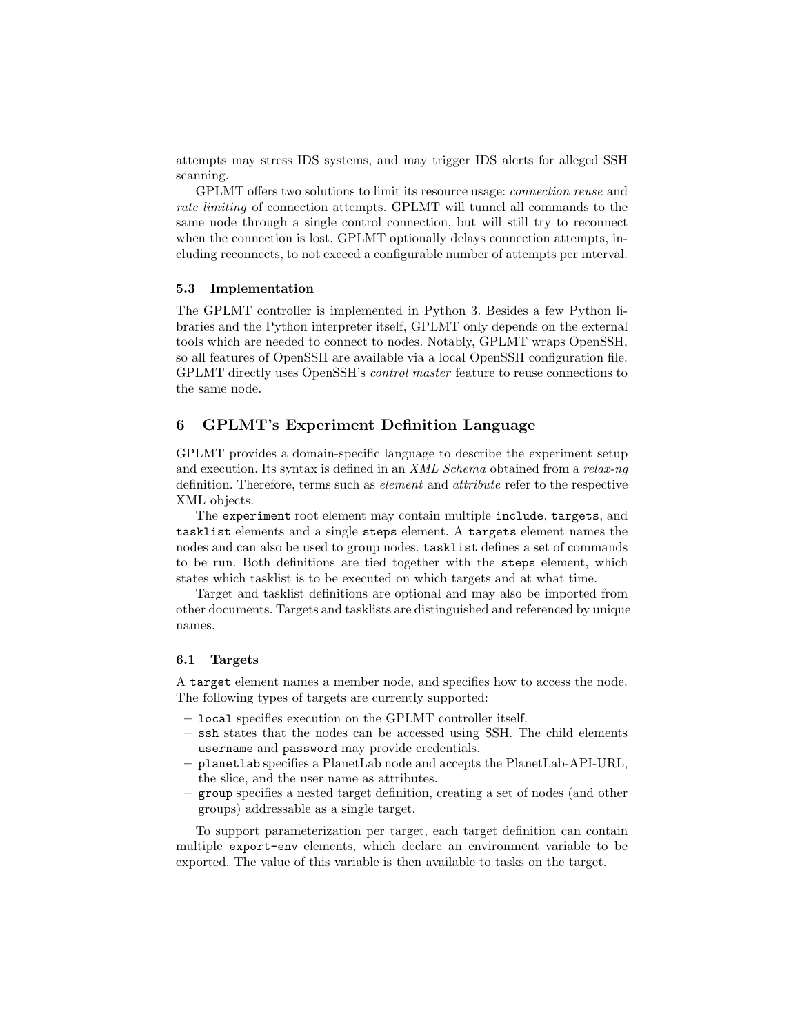attempts may stress IDS systems, and may trigger IDS alerts for alleged SSH scanning.

GPLMT offers two solutions to limit its resource usage: *connection reuse* and *rate limiting* of connection attempts. GPLMT will tunnel all commands to the same node through a single control connection, but will still try to reconnect when the connection is lost. GPLMT optionally delays connection attempts, including reconnects, to not exceed a configurable number of attempts per interval.

### 5.3 Implementation

The GPLMT controller is implemented in Python 3. Besides a few Python libraries and the Python interpreter itself, GPLMT only depends on the external tools which are needed to connect to nodes. Notably, GPLMT wraps OpenSSH, so all features of OpenSSH are available via a local OpenSSH configuration file. GPLMT directly uses OpenSSH's *control master* feature to reuse connections to the same node.

## 6 GPLMT's Experiment Definition Language

GPLMT provides a domain-specific language to describe the experiment setup and execution. Its syntax is defined in an *XML Schema* obtained from a *relax-ng* definition. Therefore, terms such as *element* and *attribute* refer to the respective XML objects.

The `experiment` root element may contain multiple `include`, `targets`, and `tasklist` elements and a single `steps` element. A `targets` element names the nodes and can also be used to group nodes. `tasklist` defines a set of commands to be run. Both definitions are tied together with the `steps` element, which states which tasklist is to be executed on which targets and at what time.

Target and tasklist definitions are optional and may also be imported from other documents. Targets and tasklists are distinguished and referenced by unique names.

### 6.1 Targets

A `target` element names a member node, and specifies how to access the node. The following types of targets are currently supported:

- `local` specifies execution on the GPLMT controller itself.
- `ssh` states that the nodes can be accessed using SSH. The child elements `username` and `password` may provide credentials.
- `planetlab` specifies a PlanetLab node and accepts the PlanetLab-API-URL, the slice, and the user name as attributes.
- `group` specifies a nested target definition, creating a set of nodes (and other groups) addressable as a single target.

To support parameterization per target, each target definition can contain multiple `export-env` elements, which declare an environment variable to be exported. The value of this variable is then available to tasks on the target.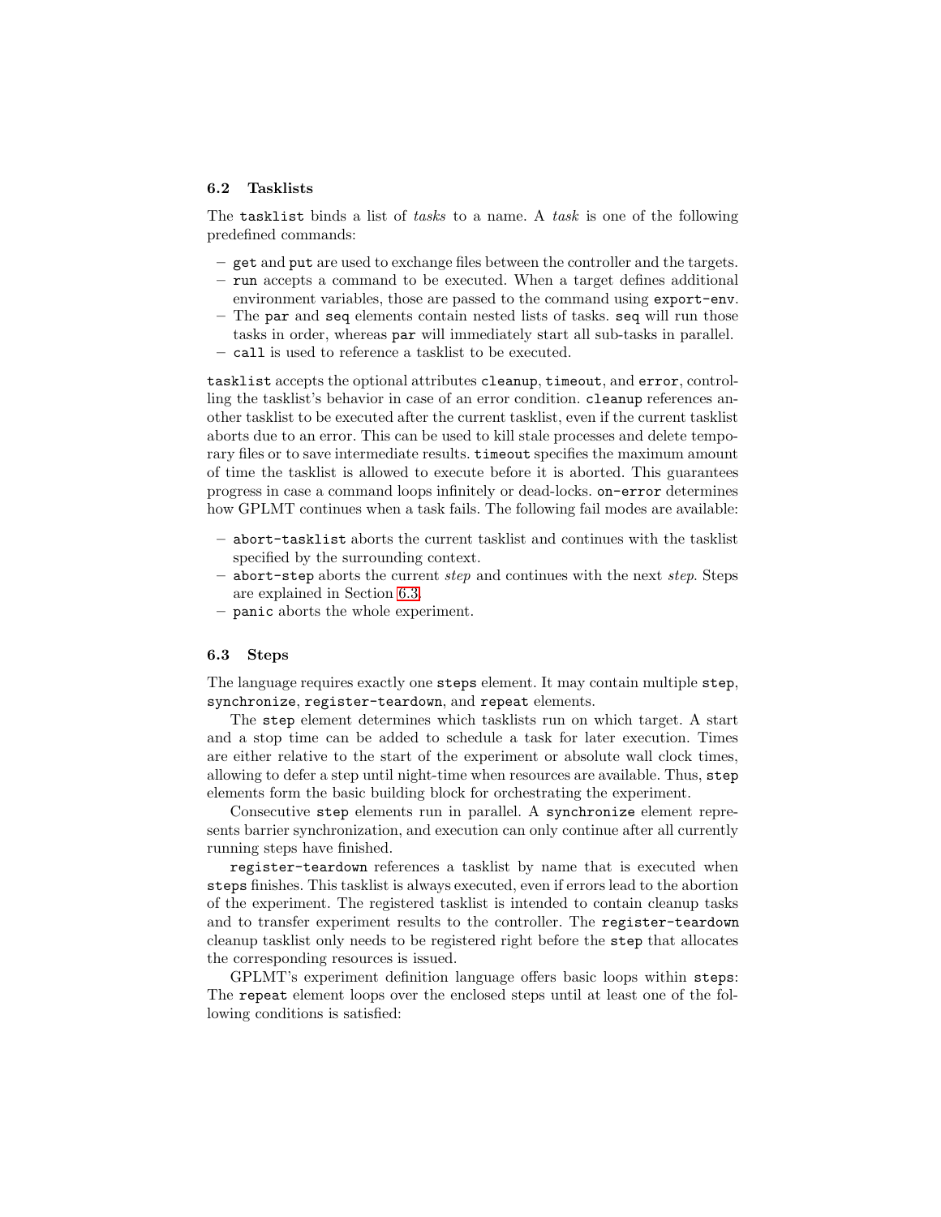### 6.2 Tasklists

The `tasklist` binds a list of *tasks* to a name. A *task* is one of the following predefined commands:

- `get` and `put` are used to exchange files between the controller and the targets.
- `run` accepts a command to be executed. When a target defines additional environment variables, those are passed to the command using `export-env`.
- The `par` and `seq` elements contain nested lists of tasks. `seq` will run those tasks in order, whereas `par` will immediately start all sub-tasks in parallel.
- `call` is used to reference a tasklist to be executed.

`tasklist` accepts the optional attributes `cleanup`, `timeout`, and `error`, controlling the tasklist's behavior in case of an error condition. `cleanup` references another tasklist to be executed after the current tasklist, even if the current tasklist aborts due to an error. This can be used to kill stale processes and delete temporary files or to save intermediate results. `timeout` specifies the maximum amount of time the tasklist is allowed to execute before it is aborted. This guarantees progress in case a command loops infinitely or dead-locks. `on-error` determines how GPLMT continues when a task fails. The following fail modes are available:

- `abort-tasklist` aborts the current tasklist and continues with the tasklist specified by the surrounding context.
- `abort-step` aborts the current *step* and continues with the next *step*. Steps are explained in Section 6.3.
- `panic` aborts the whole experiment.

### 6.3 Steps

The language requires exactly one `steps` element. It may contain multiple `step`, `synchronize`, `register-teardown`, and `repeat` elements.

The `step` element determines which tasklists run on which target. A start and a stop time can be added to schedule a task for later execution. Times are either relative to the start of the experiment or absolute wall clock times, allowing to defer a step until night-time when resources are available. Thus, `step` elements form the basic building block for orchestrating the experiment.

Consecutive `step` elements run in parallel. A `synchronize` element represents barrier synchronization, and execution can only continue after all currently running steps have finished.

`register-teardown` references a tasklist by name that is executed when `steps` finishes. This tasklist is always executed, even if errors lead to the abortion of the experiment. The registered tasklist is intended to contain cleanup tasks and to transfer experiment results to the controller. The `register-teardown` cleanup tasklist only needs to be registered right before the `step` that allocates the corresponding resources is issued.

GPLMT's experiment definition language offers basic loops within `steps`: The `repeat` element loops over the enclosed steps until at least one of the following conditions is satisfied: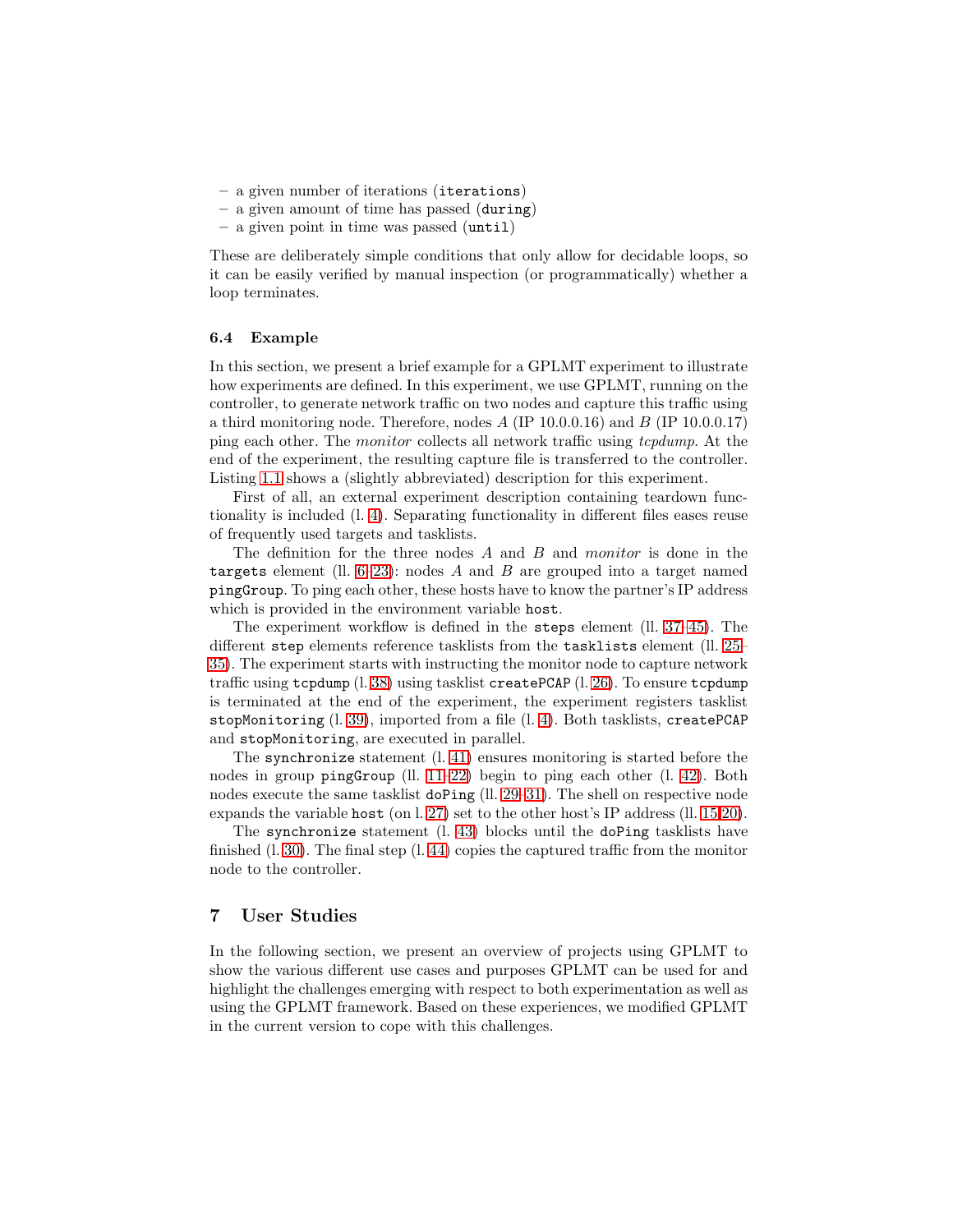– a given number of iterations (`iterations`)
– a given amount of time has passed (`during`)
– a given point in time was passed (`until`)

These are deliberately simple conditions that only allow for decidable loops, so it can be easily verified by manual inspection (or programmatically) whether a loop terminates.

### 6.4 Example

In this section, we present a brief example for a GPLMT experiment to illustrate how experiments are defined. In this experiment, we use GPLMT, running on the controller, to generate network traffic on two nodes and capture this traffic using a third monitoring node. Therefore, nodes $A$ (IP 10.0.0.16) and $B$ (IP 10.0.0.17) ping each other. The *monitor* collects all network traffic using *tcpdump*. At the end of the experiment, the resulting capture file is transferred to the controller. Listing 1.1 shows a (slightly abbreviated) description for this experiment.

First of all, an external experiment description containing teardown functionality is included (l. 4). Separating functionality in different files eases reuse of frequently used targets and tasklists.

The definition for the three nodes $A$ and $B$ and *monitor* is done in the `targets` element (ll. 6–23): nodes $A$ and $B$ are grouped into a target named `pingGroup`. To ping each other, these hosts have to know the partner's IP address which is provided in the environment variable `host`.

The experiment workflow is defined in the `steps` element (ll. 37–45). The different `step` elements reference tasklists from the `tasklists` element (ll. 25–35). The experiment starts with instructing the monitor node to capture network traffic using `tcpdump` (l. 38) using tasklist `createPCAP` (l. 26). To ensure `tcpdump` is terminated at the end of the experiment, the experiment registers tasklist `stopMonitoring` (l. 39), imported from a file (l. 4). Both tasklists, `createPCAP` and `stopMonitoring`, are executed in parallel.

The `synchronize` statement (l. 41) ensures monitoring is started before the nodes in group `pingGroup` (ll. 11–22) begin to ping each other (l. 42). Both nodes execute the same tasklist `doPing` (ll. 29–31). The shell on respective node expands the variable `host` (on l. 27) set to the other host's IP address (ll. 15,20).

The `synchronize` statement (l. 43) blocks until the `doPing` tasklists have finished (l. 30). The final step (l. 44) copies the captured traffic from the monitor node to the controller.

## 7 User Studies

In the following section, we present an overview of projects using GPLMT to show the various different use cases and purposes GPLMT can be used for and highlight the challenges emerging with respect to both experimentation as well as using the GPLMT framework. Based on these experiences, we modified GPLMT in the current version to cope with this challenges.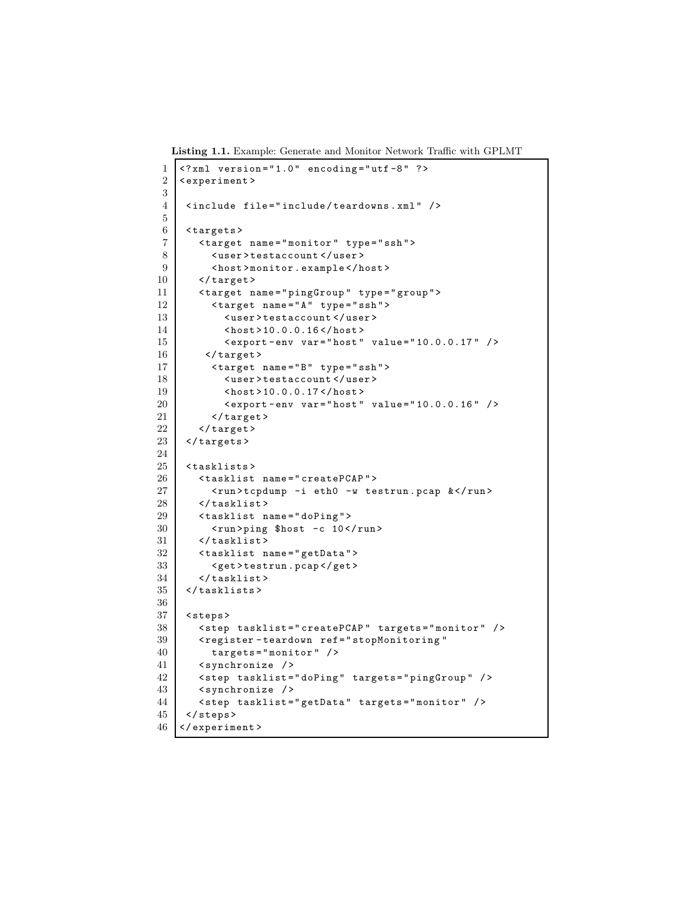**Listing 1.1.** Example: Generate and Monitor Network Traffic with GPLMT

```xml
<?xml version="1.0" encoding="utf-8" ?>
<experiment>

 <include file="include/teardowns.xml" />

 <targets>
   <target name="monitor" type="ssh">
     <user>testaccount</user>
     <host>monitor.example</host>
   </target>
   <target name="pingGroup" type="group">
     <target name="A" type="ssh">
       <user>testaccount</user>
       <host>10.0.0.16</host>
       <export-env var="host" value="10.0.0.17" />
    </target>
     <target name="B" type="ssh">
       <user>testaccount</user>
       <host>10.0.0.17</host>
       <export-env var="host" value="10.0.0.16" />
     </target>
   </target>
 </targets>

 <tasklists>
   <tasklist name="createPCAP">
     <run>tcpdump -i eth0 -w testrun.pcap &</run>
   </tasklist>
   <tasklist name="doPing">
     <run>ping $host -c 10</run>
   </tasklist>
   <tasklist name="getData">
     <get>testrun.pcap</get>
   </tasklist>
 </tasklists>

 <steps>
   <step tasklist="createPCAP" targets="monitor" />
   <register-teardown ref="stopMonitoring"
     targets="monitor" />
   <synchronize />
   <step tasklist="doPing" targets="pingGroup" />
   <synchronize />
   <step tasklist="getData" targets="monitor" />
 </steps>
</experiment>
```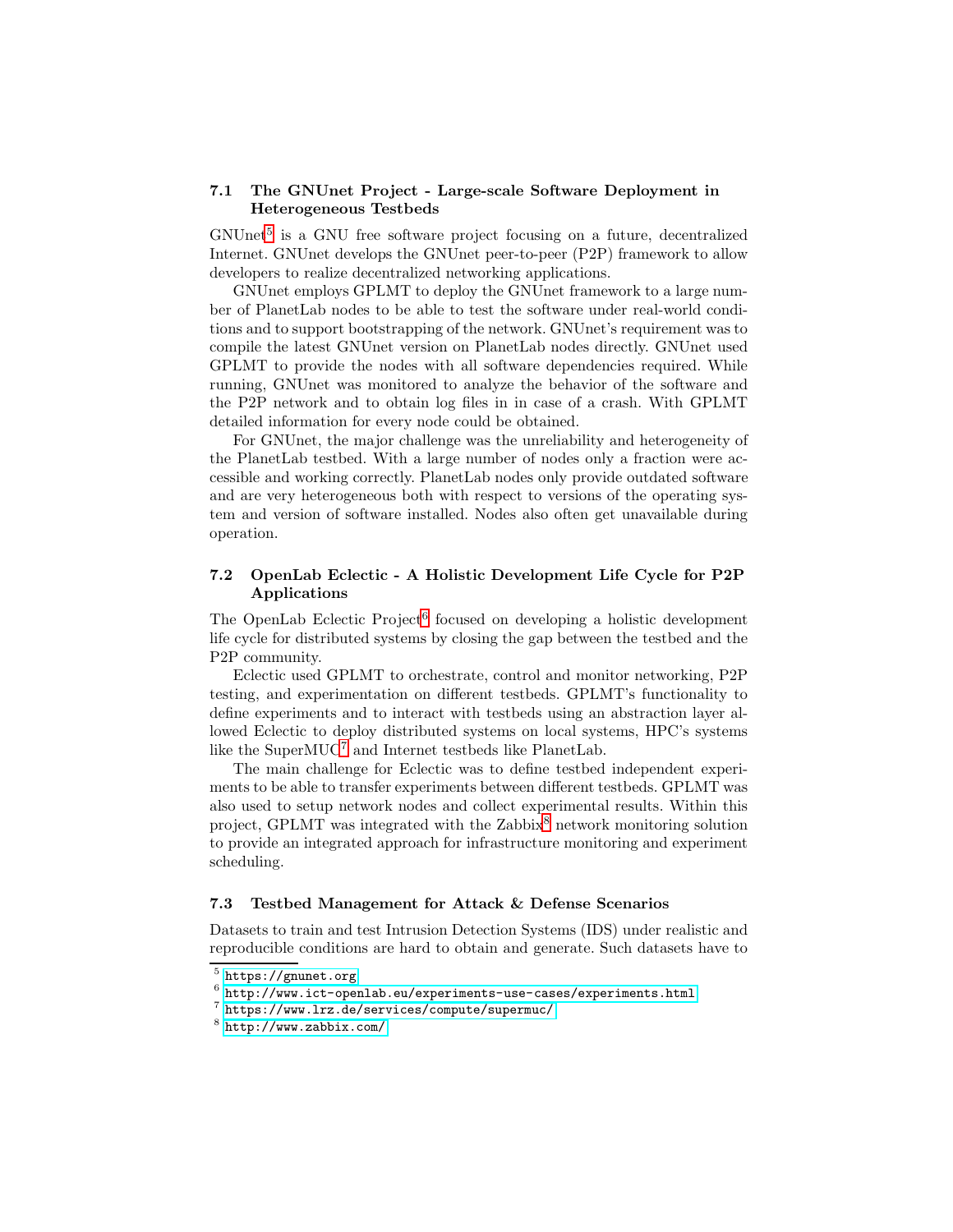### 7.1 The GNUnet Project - Large-scale Software Deployment in Heterogeneous Testbeds

GNUnet[5] is a GNU free software project focusing on a future, decentralized Internet. GNUnet develops the GNUnet peer-to-peer (P2P) framework to allow developers to realize decentralized networking applications.

GNUnet employs GPLMT to deploy the GNUnet framework to a large number of PlanetLab nodes to be able to test the software under real-world conditions and to support bootstrapping of the network. GNUnet's requirement was to compile the latest GNUnet version on PlanetLab nodes directly. GNUnet used GPLMT to provide the nodes with all software dependencies required. While running, GNUnet was monitored to analyze the behavior of the software and the P2P network and to obtain log files in in case of a crash. With GPLMT detailed information for every node could be obtained.

For GNUnet, the major challenge was the unreliability and heterogeneity of the PlanetLab testbed. With a large number of nodes only a fraction were accessible and working correctly. PlanetLab nodes only provide outdated software and are very heterogeneous both with respect to versions of the operating system and version of software installed. Nodes also often get unavailable during operation.

### 7.2 OpenLab Eclectic - A Holistic Development Life Cycle for P2P Applications

The OpenLab Eclectic Project[6] focused on developing a holistic development life cycle for distributed systems by closing the gap between the testbed and the P2P community.

Eclectic used GPLMT to orchestrate, control and monitor networking, P2P testing, and experimentation on different testbeds. GPLMT's functionality to define experiments and to interact with testbeds using an abstraction layer allowed Eclectic to deploy distributed systems on local systems, HPC's systems like the SuperMUC[7] and Internet testbeds like PlanetLab.

The main challenge for Eclectic was to define testbed independent experiments to be able to transfer experiments between different testbeds. GPLMT was also used to setup network nodes and collect experimental results. Within this project, GPLMT was integrated with the Zabbix[8] network monitoring solution to provide an integrated approach for infrastructure monitoring and experiment scheduling.

### 7.3 Testbed Management for Attack & Defense Scenarios

Datasets to train and test Intrusion Detection Systems (IDS) under realistic and reproducible conditions are hard to obtain and generate. Such datasets have to

[5] https://gnunet.org

[6] http://www.ict-openlab.eu/experiments-use-cases/experiments.html

[7] https://www.lrz.de/services/compute/supermuc/

[8] http://www.zabbix.com/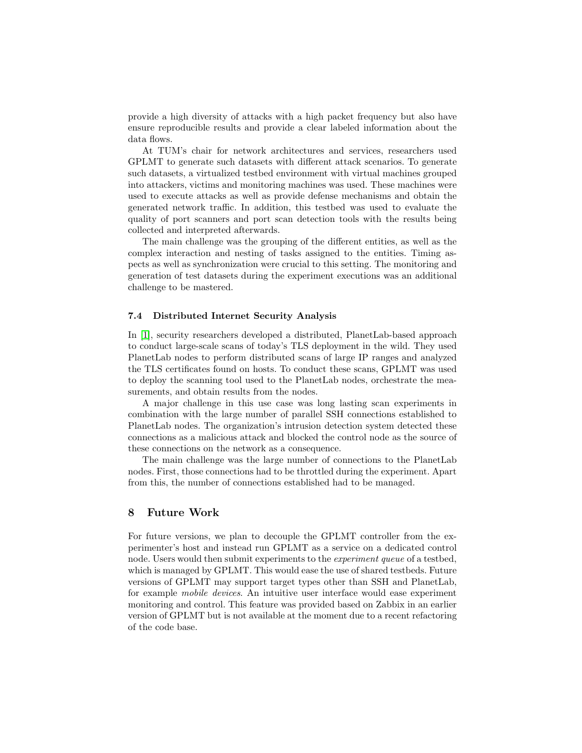provide a high diversity of attacks with a high packet frequency but also have ensure reproducible results and provide a clear labeled information about the data flows.

At TUM's chair for network architectures and services, researchers used GPLMT to generate such datasets with different attack scenarios. To generate such datasets, a virtualized testbed environment with virtual machines grouped into attackers, victims and monitoring machines was used. These machines were used to execute attacks as well as provide defense mechanisms and obtain the generated network traffic. In addition, this testbed was used to evaluate the quality of port scanners and port scan detection tools with the results being collected and interpreted afterwards.

The main challenge was the grouping of the different entities, as well as the complex interaction and nesting of tasks assigned to the entities. Timing aspects as well as synchronization were crucial to this setting. The monitoring and generation of test datasets during the experiment executions was an additional challenge to be mastered.

### 7.4 Distributed Internet Security Analysis

In [1], security researchers developed a distributed, PlanetLab-based approach to conduct large-scale scans of today's TLS deployment in the wild. They used PlanetLab nodes to perform distributed scans of large IP ranges and analyzed the TLS certificates found on hosts. To conduct these scans, GPLMT was used to deploy the scanning tool used to the PlanetLab nodes, orchestrate the measurements, and obtain results from the nodes.

A major challenge in this use case was long lasting scan experiments in combination with the large number of parallel SSH connections established to PlanetLab nodes. The organization's intrusion detection system detected these connections as a malicious attack and blocked the control node as the source of these connections on the network as a consequence.

The main challenge was the large number of connections to the PlanetLab nodes. First, those connections had to be throttled during the experiment. Apart from this, the number of connections established had to be managed.

## 8 Future Work

For future versions, we plan to decouple the GPLMT controller from the experimenter's host and instead run GPLMT as a service on a dedicated control node. Users would then submit experiments to the *experiment queue* of a testbed, which is managed by GPLMT. This would ease the use of shared testbeds. Future versions of GPLMT may support target types other than SSH and PlanetLab, for example *mobile devices*. An intuitive user interface would ease experiment monitoring and control. This feature was provided based on Zabbix in an earlier version of GPLMT but is not available at the moment due to a recent refactoring of the code base.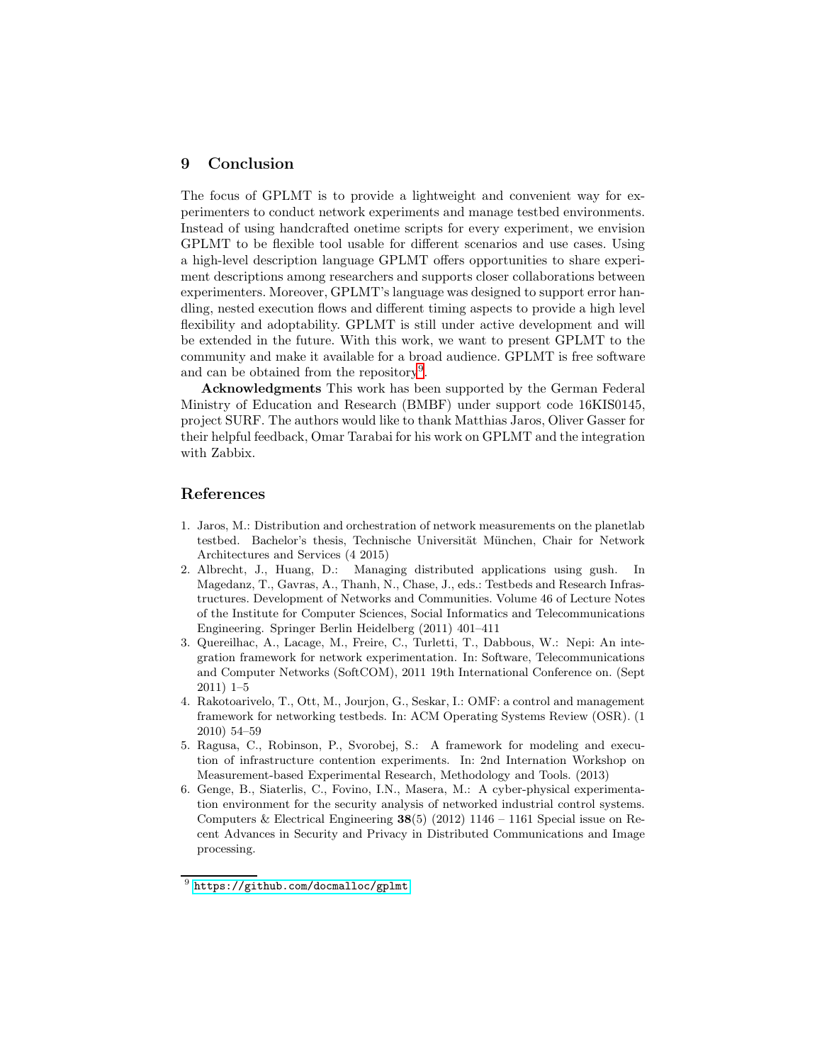## 9 Conclusion

The focus of GPLMT is to provide a lightweight and convenient way for experimenters to conduct network experiments and manage testbed environments. Instead of using handcrafted onetime scripts for every experiment, we envision GPLMT to be flexible tool usable for different scenarios and use cases. Using a high-level description language GPLMT offers opportunities to share experiment descriptions among researchers and supports closer collaborations between experimenters. Moreover, GPLMT's language was designed to support error handling, nested execution flows and different timing aspects to provide a high level flexibility and adoptability. GPLMT is still under active development and will be extended in the future. With this work, we want to present GPLMT to the community and make it available for a broad audience. GPLMT is free software and can be obtained from the repository[9].

**Acknowledgments** This work has been supported by the German Federal Ministry of Education and Research (BMBF) under support code 16KIS0145, project SURF. The authors would like to thank Matthias Jaros, Oliver Gasser for their helpful feedback, Omar Tarabai for his work on GPLMT and the integration with Zabbix.

## References

1. Jaros, M.: Distribution and orchestration of network measurements on the planetlab testbed. Bachelor's thesis, Technische Universität München, Chair for Network Architectures and Services (4 2015)
2. Albrecht, J., Huang, D.: Managing distributed applications using gush. In Magedanz, T., Gavras, A., Thanh, N., Chase, J., eds.: Testbeds and Research Infrastructures. Development of Networks and Communities. Volume 46 of Lecture Notes of the Institute for Computer Sciences, Social Informatics and Telecommunications Engineering. Springer Berlin Heidelberg (2011) 401–411
3. Quereilhac, A., Lacage, M., Freire, C., Turletti, T., Dabbous, W.: Nepi: An integration framework for network experimentation. In: Software, Telecommunications and Computer Networks (SoftCOM), 2011 19th International Conference on. (Sept 2011) 1–5
4. Rakotoarivelo, T., Ott, M., Jourjon, G., Seskar, I.: OMF: a control and management framework for networking testbeds. In: ACM Operating Systems Review (OSR). (1 2010) 54–59
5. Ragusa, C., Robinson, P., Svorobej, S.: A framework for modeling and execution of infrastructure contention experiments. In: 2nd Internation Workshop on Measurement-based Experimental Research, Methodology and Tools. (2013)
6. Genge, B., Siaterlis, C., Fovino, I.N., Masera, M.: A cyber-physical experimentation environment for the security analysis of networked industrial control systems. Computers & Electrical Engineering **38**(5) (2012) 1146 – 1161 Special issue on Recent Advances in Security and Privacy in Distributed Communications and Image processing.

[9] https://github.com/docmalloc/gplmt